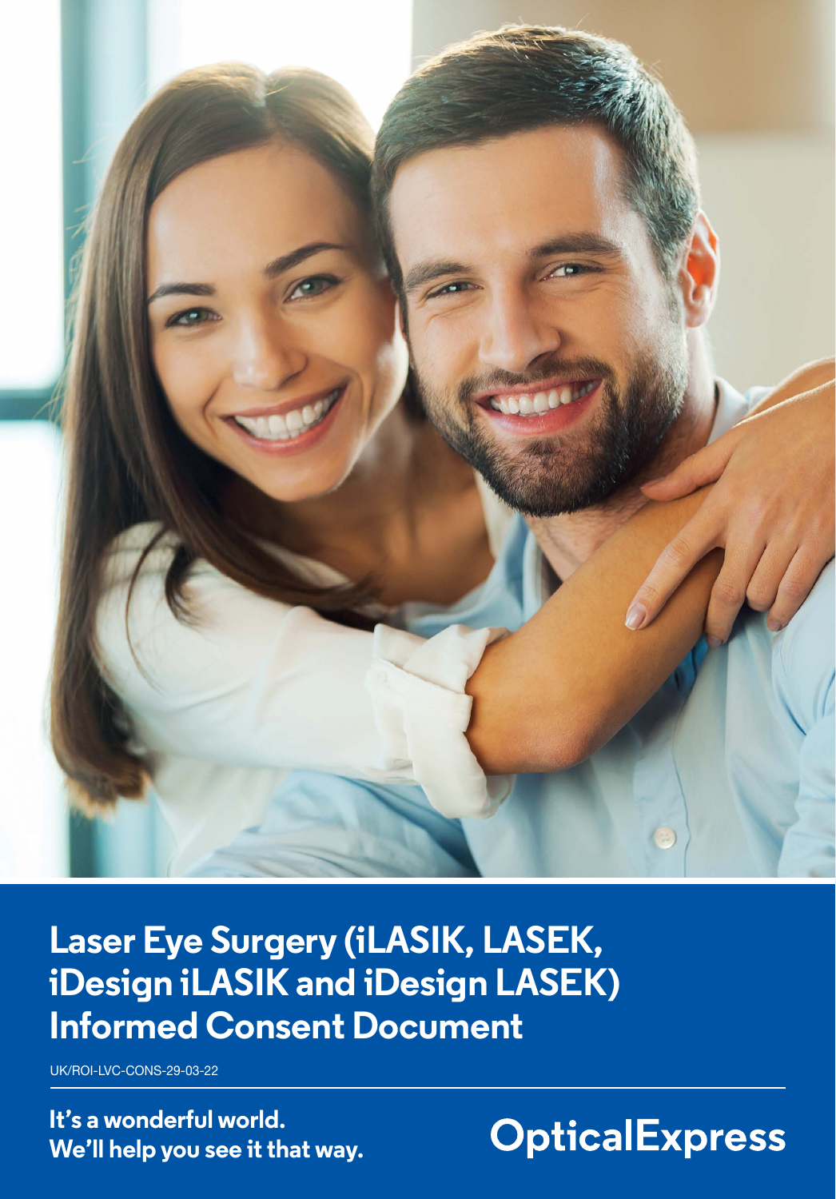# Laser Eye Surgery (iLASIK, LASEK, iDesign iLASIK and iDesign LASEK) Informed Consent Document

UK/ROI-LVC-CONS-29-03-22

**It's a wonderful world.**
**We'll help you see it that way.**

**OpticalExpress**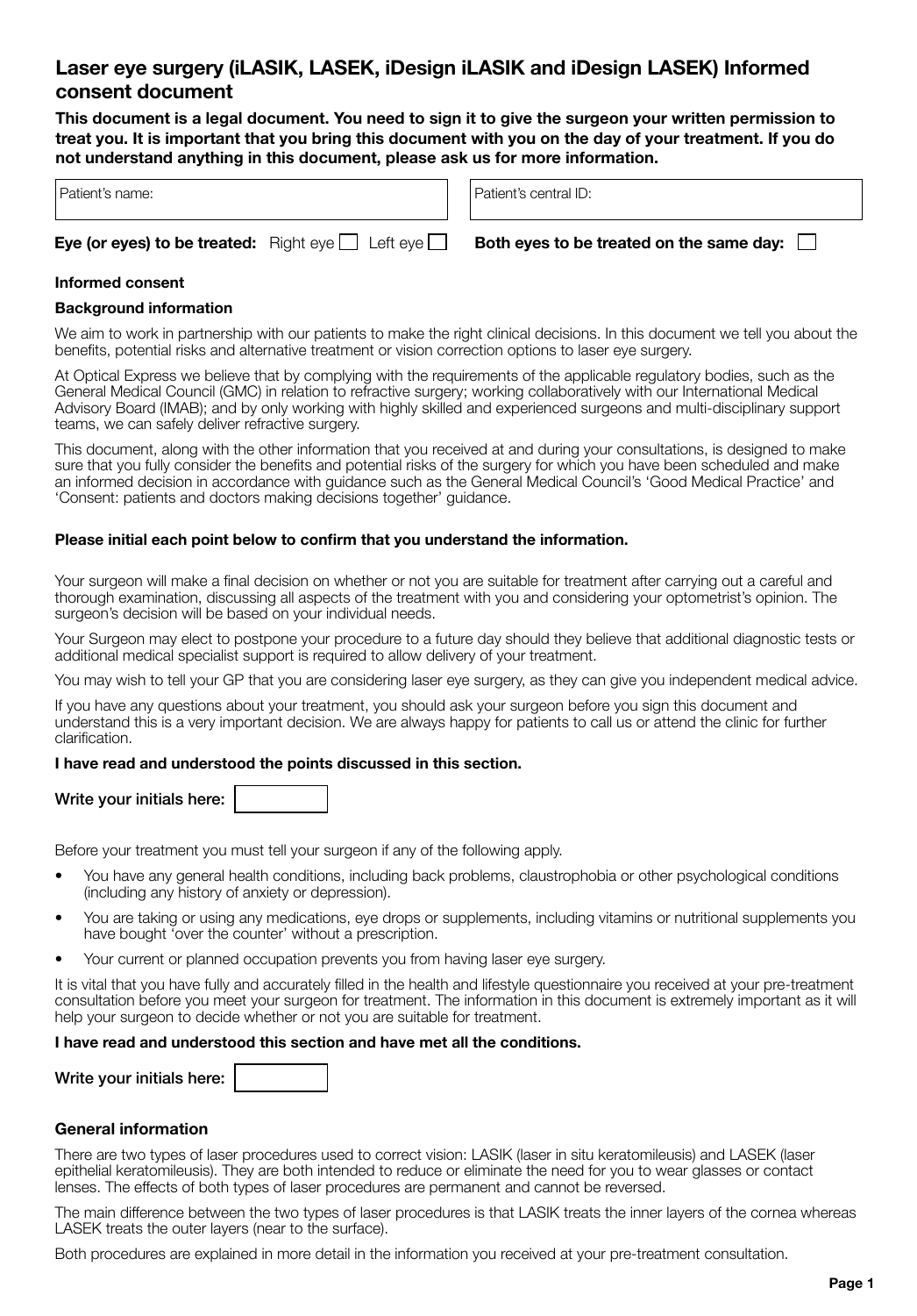# Laser eye surgery (iLASIK, LASEK, iDesign iLASIK and iDesign LASEK) Informed consent document

**This document is a legal document. You need to sign it to give the surgeon your written permission to treat you. It is important that you bring this document with you on the day of your treatment. If you do not understand anything in this document, please ask us for more information.**

| Patient's name: | Patient's central ID: |
|---|---|

**Eye (or eyes) to be treated:** Right eye ☐ Left eye ☐ **Both eyes to be treated on the same day:** ☐

### Informed consent

### Background information

We aim to work in partnership with our patients to make the right clinical decisions. In this document we tell you about the benefits, potential risks and alternative treatment or vision correction options to laser eye surgery.

At Optical Express we believe that by complying with the requirements of the applicable regulatory bodies, such as the General Medical Council (GMC) in relation to refractive surgery; working collaboratively with our International Medical Advisory Board (IMAB); and by only working with highly skilled and experienced surgeons and multi-disciplinary support teams, we can safely deliver refractive surgery.

This document, along with the other information that you received at and during your consultations, is designed to make sure that you fully consider the benefits and potential risks of the surgery for which you have been scheduled and make an informed decision in accordance with guidance such as the General Medical Council's 'Good Medical Practice' and 'Consent: patients and doctors making decisions together' guidance.

**Please initial each point below to confirm that you understand the information.**

Your surgeon will make a final decision on whether or not you are suitable for treatment after carrying out a careful and thorough examination, discussing all aspects of the treatment with you and considering your optometrist's opinion. The surgeon's decision will be based on your individual needs.

Your Surgeon may elect to postpone your procedure to a future day should they believe that additional diagnostic tests or additional medical specialist support is required to allow delivery of your treatment.

You may wish to tell your GP that you are considering laser eye surgery, as they can give you independent medical advice.

If you have any questions about your treatment, you should ask your surgeon before you sign this document and understand this is a very important decision. We are always happy for patients to call us or attend the clinic for further clarification.

**I have read and understood the points discussed in this section.**

**Write your initials here:** ☐

Before your treatment you must tell your surgeon if any of the following apply.

- You have any general health conditions, including back problems, claustrophobia or other psychological conditions (including any history of anxiety or depression).
- You are taking or using any medications, eye drops or supplements, including vitamins or nutritional supplements you have bought 'over the counter' without a prescription.
- Your current or planned occupation prevents you from having laser eye surgery.

It is vital that you have fully and accurately filled in the health and lifestyle questionnaire you received at your pre-treatment consultation before you meet your surgeon for treatment. The information in this document is extremely important as it will help your surgeon to decide whether or not you are suitable for treatment.

**I have read and understood this section and have met all the conditions.**

**Write your initials here:** ☐

### General information

There are two types of laser procedures used to correct vision: LASIK (laser in situ keratomileusis) and LASEK (laser epithelial keratomileusis). They are both intended to reduce or eliminate the need for you to wear glasses or contact lenses. The effects of both types of laser procedures are permanent and cannot be reversed.

The main difference between the two types of laser procedures is that LASIK treats the inner layers of the cornea whereas LASEK treats the outer layers (near to the surface).

Both procedures are explained in more detail in the information you received at your pre-treatment consultation.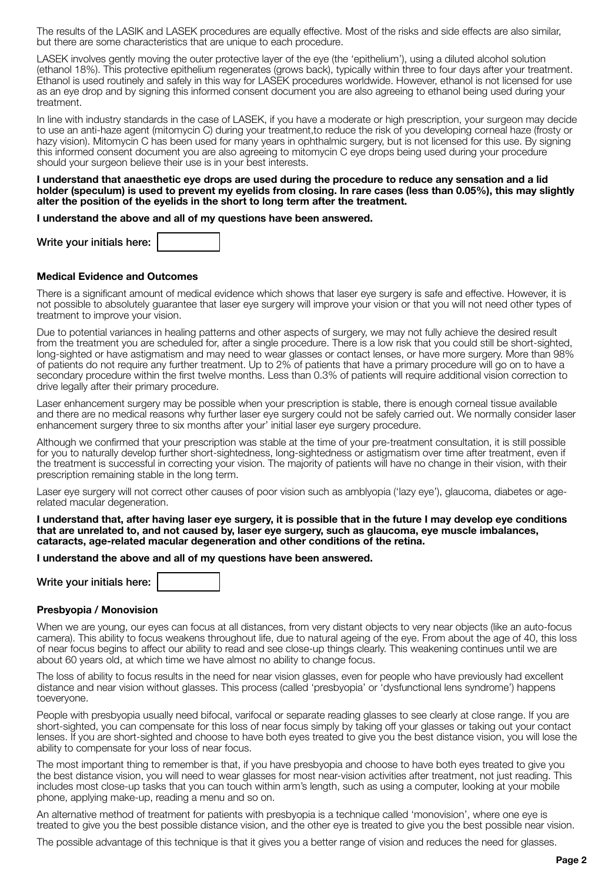The results of the LASIK and LASEK procedures are equally effective. Most of the risks and side effects are also similar, but there are some characteristics that are unique to each procedure.

LASEK involves gently moving the outer protective layer of the eye (the 'epithelium'), using a diluted alcohol solution (ethanol 18%). This protective epithelium regenerates (grows back), typically within three to four days after your treatment. Ethanol is used routinely and safely in this way for LASEK procedures worldwide. However, ethanol is not licensed for use as an eye drop and by signing this informed consent document you are also agreeing to ethanol being used during your treatment.

In line with industry standards in the case of LASEK, if you have a moderate or high prescription, your surgeon may decide to use an anti-haze agent (mitomycin C) during your treatment,to reduce the risk of you developing corneal haze (frosty or hazy vision). Mitomycin C has been used for many years in ophthalmic surgery, but is not licensed for this use. By signing this informed consent document you are also agreeing to mitomycin C eye drops being used during your procedure should your surgeon believe their use is in your best interests.

**I understand that anaesthetic eye drops are used during the procedure to reduce any sensation and a lid holder (speculum) is used to prevent my eyelids from closing. In rare cases (less than 0.05%), this may slightly alter the position of the eyelids in the short to long term after the treatment.**

**I understand the above and all of my questions have been answered.**

Write your initials here:

### Medical Evidence and Outcomes

There is a significant amount of medical evidence which shows that laser eye surgery is safe and effective. However, it is not possible to absolutely guarantee that laser eye surgery will improve your vision or that you will not need other types of treatment to improve your vision.

Due to potential variances in healing patterns and other aspects of surgery, we may not fully achieve the desired result from the treatment you are scheduled for, after a single procedure. There is a low risk that you could still be short-sighted, long-sighted or have astigmatism and may need to wear glasses or contact lenses, or have more surgery. More than 98% of patients do not require any further treatment. Up to 2% of patients that have a primary procedure will go on to have a secondary procedure within the first twelve months. Less than 0.3% of patients will require additional vision correction to drive legally after their primary procedure.

Laser enhancement surgery may be possible when your prescription is stable, there is enough corneal tissue available and there are no medical reasons why further laser eye surgery could not be safely carried out. We normally consider laser enhancement surgery three to six months after your' initial laser eye surgery procedure.

Although we confirmed that your prescription was stable at the time of your pre-treatment consultation, it is still possible for you to naturally develop further short-sightedness, long-sightedness or astigmatism over time after treatment, even if the treatment is successful in correcting your vision. The majority of patients will have no change in their vision, with their prescription remaining stable in the long term.

Laser eye surgery will not correct other causes of poor vision such as amblyopia ('lazy eye'), glaucoma, diabetes or age-related macular degeneration.

**I understand that, after having laser eye surgery, it is possible that in the future I may develop eye conditions that are unrelated to, and not caused by, laser eye surgery, such as glaucoma, eye muscle imbalances, cataracts, age-related macular degeneration and other conditions of the retina.**

**I understand the above and all of my questions have been answered.**

Write your initials here:

### Presbyopia / Monovision

When we are young, our eyes can focus at all distances, from very distant objects to very near objects (like an auto-focus camera). This ability to focus weakens throughout life, due to natural ageing of the eye. From about the age of 40, this loss of near focus begins to affect our ability to read and see close-up things clearly. This weakening continues until we are about 60 years old, at which time we have almost no ability to change focus.

The loss of ability to focus results in the need for near vision glasses, even for people who have previously had excellent distance and near vision without glasses. This process (called 'presbyopia' or 'dysfunctional lens syndrome') happens toeveryone.

People with presbyopia usually need bifocal, varifocal or separate reading glasses to see clearly at close range. If you are short-sighted, you can compensate for this loss of near focus simply by taking off your glasses or taking out your contact lenses. If you are short-sighted and choose to have both eyes treated to give you the best distance vision, you will lose the ability to compensate for your loss of near focus.

The most important thing to remember is that, if you have presbyopia and choose to have both eyes treated to give you the best distance vision, you will need to wear glasses for most near-vision activities after treatment, not just reading. This includes most close-up tasks that you can touch within arm's length, such as using a computer, looking at your mobile phone, applying make-up, reading a menu and so on.

An alternative method of treatment for patients with presbyopia is a technique called 'monovision', where one eye is treated to give you the best possible distance vision, and the other eye is treated to give you the best possible near vision.

The possible advantage of this technique is that it gives you a better range of vision and reduces the need for glasses.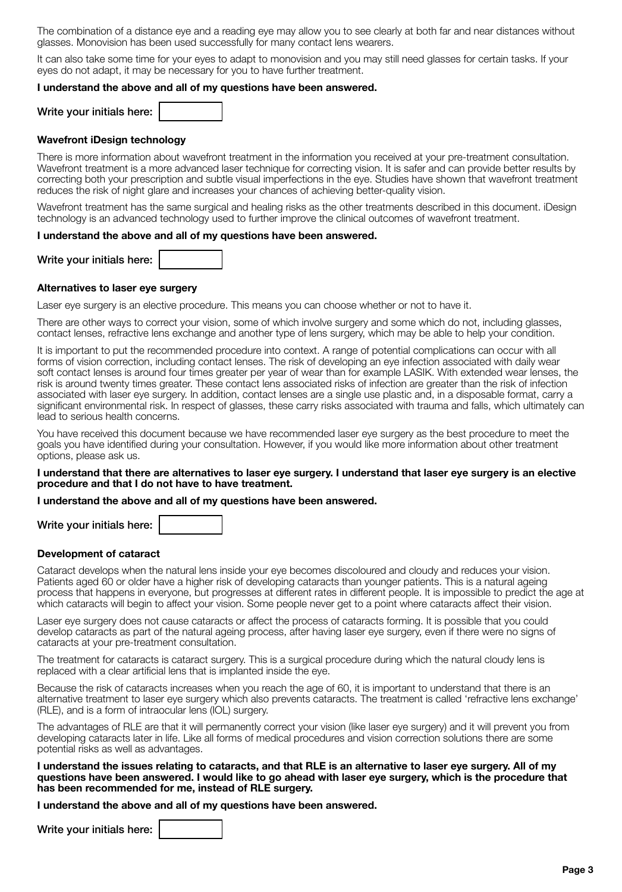The combination of a distance eye and a reading eye may allow you to see clearly at both far and near distances without glasses. Monovision has been used successfully for many contact lens wearers.

It can also take some time for your eyes to adapt to monovision and you may still need glasses for certain tasks. If your eyes do not adapt, it may be necessary for you to have further treatment.

**I understand the above and all of my questions have been answered.**

Write your initials here: 

### Wavefront iDesign technology

There is more information about wavefront treatment in the information you received at your pre-treatment consultation. Wavefront treatment is a more advanced laser technique for correcting vision. It is safer and can provide better results by correcting both your prescription and subtle visual imperfections in the eye. Studies have shown that wavefront treatment reduces the risk of night glare and increases your chances of achieving better-quality vision.

Wavefront treatment has the same surgical and healing risks as the other treatments described in this document. iDesign technology is an advanced technology used to further improve the clinical outcomes of wavefront treatment.

**I understand the above and all of my questions have been answered.**

Write your initials here: 

### Alternatives to laser eye surgery

Laser eye surgery is an elective procedure. This means you can choose whether or not to have it.

There are other ways to correct your vision, some of which involve surgery and some which do not, including glasses, contact lenses, refractive lens exchange and another type of lens surgery, which may be able to help your condition.

It is important to put the recommended procedure into context. A range of potential complications can occur with all forms of vision correction, including contact lenses. The risk of developing an eye infection associated with daily wear soft contact lenses is around four times greater per year of wear than for example LASIK. With extended wear lenses, the risk is around twenty times greater. These contact lens associated risks of infection are greater than the risk of infection associated with laser eye surgery. In addition, contact lenses are a single use plastic and, in a disposable format, carry a significant environmental risk. In respect of glasses, these carry risks associated with trauma and falls, which ultimately can lead to serious health concerns.

You have received this document because we have recommended laser eye surgery as the best procedure to meet the goals you have identified during your consultation. However, if you would like more information about other treatment options, please ask us.

**I understand that there are alternatives to laser eye surgery. I understand that laser eye surgery is an elective procedure and that I do not have to have treatment.**

**I understand the above and all of my questions have been answered.**

Write your initials here: 

### Development of cataract

Cataract develops when the natural lens inside your eye becomes discoloured and cloudy and reduces your vision. Patients aged 60 or older have a higher risk of developing cataracts than younger patients. This is a natural ageing process that happens in everyone, but progresses at different rates in different people. It is impossible to predict the age at which cataracts will begin to affect your vision. Some people never get to a point where cataracts affect their vision.

Laser eye surgery does not cause cataracts or affect the process of cataracts forming. It is possible that you could develop cataracts as part of the natural ageing process, after having laser eye surgery, even if there were no signs of cataracts at your pre-treatment consultation.

The treatment for cataracts is cataract surgery. This is a surgical procedure during which the natural cloudy lens is replaced with a clear artificial lens that is implanted inside the eye.

Because the risk of cataracts increases when you reach the age of 60, it is important to understand that there is an alternative treatment to laser eye surgery which also prevents cataracts. The treatment is called 'refractive lens exchange' (RLE), and is a form of intraocular lens (IOL) surgery.

The advantages of RLE are that it will permanently correct your vision (like laser eye surgery) and it will prevent you from developing cataracts later in life. Like all forms of medical procedures and vision correction solutions there are some potential risks as well as advantages.

**I understand the issues relating to cataracts, and that RLE is an alternative to laser eye surgery. All of my questions have been answered. I would like to go ahead with laser eye surgery, which is the procedure that has been recommended for me, instead of RLE surgery.**

**I understand the above and all of my questions have been answered.**

Write your initials here: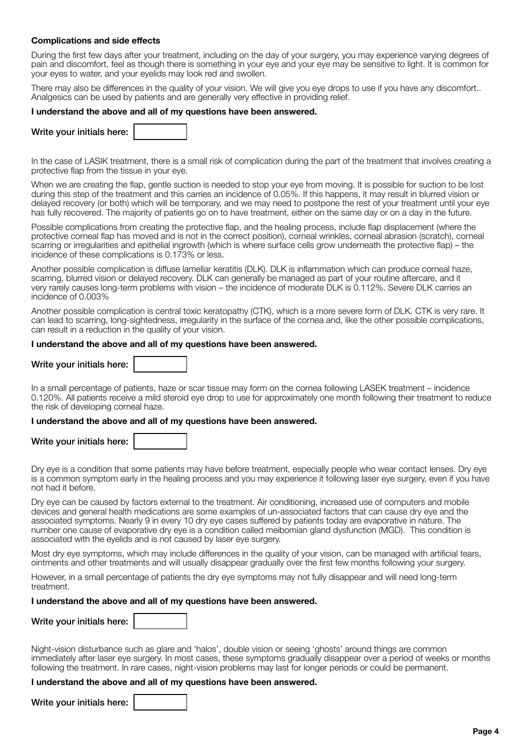**Complications and side effects**

During the first few days after your treatment, including on the day of your surgery, you may experience varying degrees of pain and discomfort, feel as though there is something in your eye and your eye may be sensitive to light. It is common for your eyes to water, and your eyelids may look red and swollen.

There may also be differences in the quality of your vision. We will give you eye drops to use if you have any discomfort.. Analgesics can be used by patients and are generally very effective in providing relief.

**I understand the above and all of my questions have been answered.**

Write your initials here:

In the case of LASIK treatment, there is a small risk of complication during the part of the treatment that involves creating a protective flap from the tissue in your eye.

When we are creating the flap, gentle suction is needed to stop your eye from moving. It is possible for suction to be lost during this step of the treatment and this carries an incidence of 0.05%. If this happens, it may result in blurred vision or delayed recovery (or both) which will be temporary, and we may need to postpone the rest of your treatment until your eye has fully recovered. The majority of patients go on to have treatment, either on the same day or on a day in the future.

Possible complications from creating the protective flap, and the healing process, include flap displacement (where the protective corneal flap has moved and is not in the correct position), corneal wrinkles, corneal abrasion (scratch), corneal scarring or irregularities and epithelial ingrowth (which is where surface cells grow underneath the protective flap) – the incidence of these complications is 0.173% or less.

Another possible complication is diffuse lamellar keratitis (DLK). DLK is inflammation which can produce corneal haze, scarring, blurred vision or delayed recovery. DLK can generally be managed as part of your routine aftercare, and it very rarely causes long-term problems with vision – the incidence of moderate DLK is 0.112%. Severe DLK carries an incidence of 0.003%

Another possible complication is central toxic keratopathy (CTK), which is a more severe form of DLK. CTK is very rare. It can lead to scarring, long-sightedness, irregularity in the surface of the cornea and, like the other possible complications, can result in a reduction in the quality of your vision.

**I understand the above and all of my questions have been answered.**

Write your initials here:

In a small percentage of patients, haze or scar tissue may form on the cornea following LASEK treatment – incidence 0.120%. All patients receive a mild steroid eye drop to use for approximately one month following their treatment to reduce the risk of developing corneal haze.

**I understand the above and all of my questions have been answered.**

Write your initials here:

Dry eye is a condition that some patients may have before treatment, especially people who wear contact lenses. Dry eye is a common symptom early in the healing process and you may experience it following laser eye surgery, even if you have not had it before.

Dry eye can be caused by factors external to the treatment. Air conditioning, increased use of computers and mobile devices and general health medications are some examples of un-associated factors that can cause dry eye and the associated symptoms. Nearly 9 in every 10 dry eye cases suffered by patients today are evaporative in nature. The number one cause of evaporative dry eye is a condition called meibomian gland dysfunction (MGD). This condition is associated with the eyelids and is not caused by laser eye surgery.

Most dry eye symptoms, which may include differences in the quality of your vision, can be managed with artificial tears, ointments and other treatments and will usually disappear gradually over the first few months following your surgery.

However, in a small percentage of patients the dry eye symptoms may not fully disappear and will need long-term treatment.

**I understand the above and all of my questions have been answered.**

Write your initials here:

Night-vision disturbance such as glare and 'halos', double vision or seeing 'ghosts' around things are common immediately after laser eye surgery. In most cases, these symptoms gradually disappear over a period of weeks or months following the treatment. In rare cases, night-vision problems may last for longer periods or could be permanent.

**I understand the above and all of my questions have been answered.**

Write your initials here: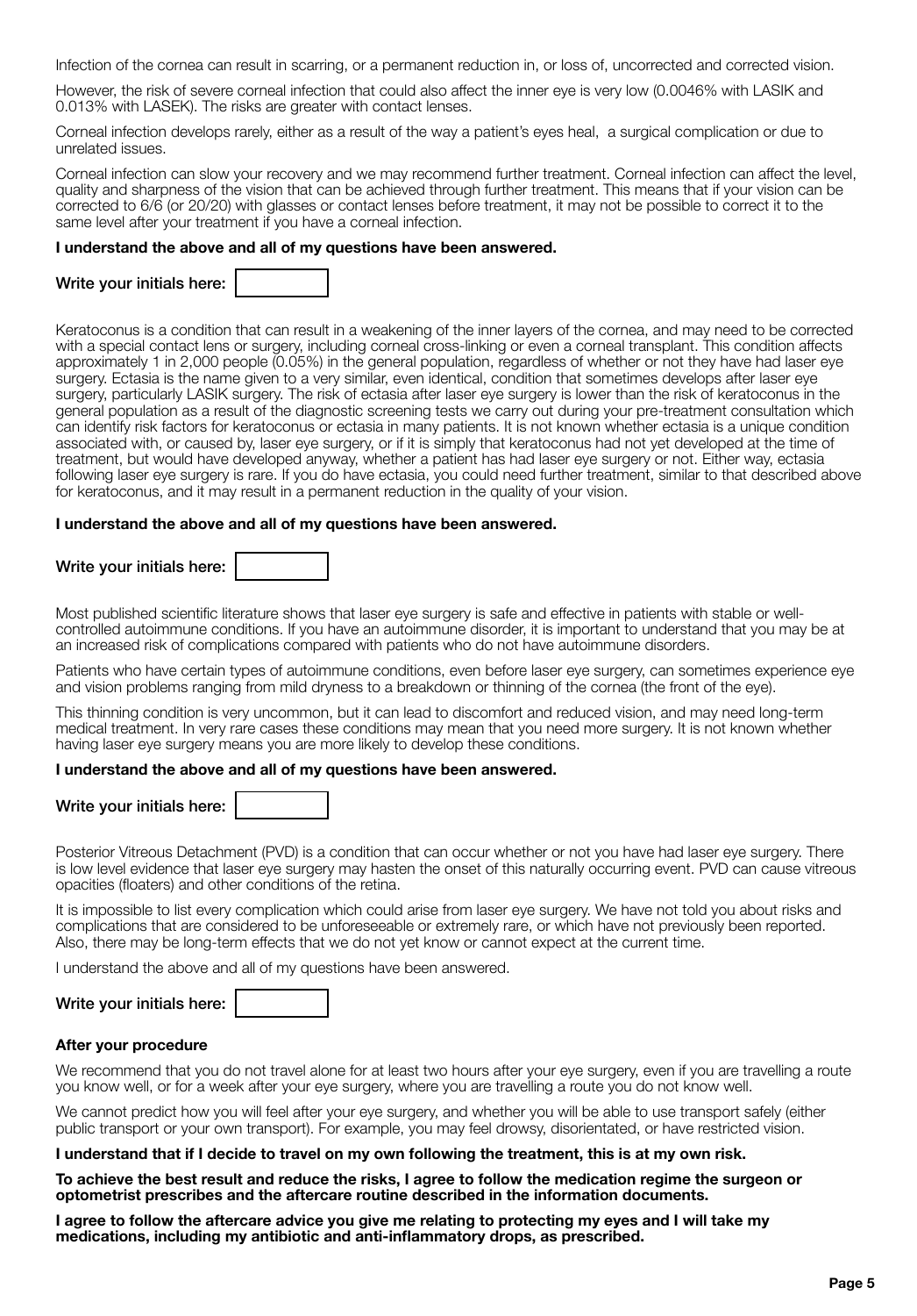Infection of the cornea can result in scarring, or a permanent reduction in, or loss of, uncorrected and corrected vision.

However, the risk of severe corneal infection that could also affect the inner eye is very low (0.0046% with LASIK and 0.013% with LASEK). The risks are greater with contact lenses.

Corneal infection develops rarely, either as a result of the way a patient's eyes heal, a surgical complication or due to unrelated issues.

Corneal infection can slow your recovery and we may recommend further treatment. Corneal infection can affect the level, quality and sharpness of the vision that can be achieved through further treatment. This means that if your vision can be corrected to 6/6 (or 20/20) with glasses or contact lenses before treatment, it may not be possible to correct it to the same level after your treatment if you have a corneal infection.

**I understand the above and all of my questions have been answered.**

**Write your initials here:**

Keratoconus is a condition that can result in a weakening of the inner layers of the cornea, and may need to be corrected with a special contact lens or surgery, including corneal cross-linking or even a corneal transplant. This condition affects approximately 1 in 2,000 people (0.05%) in the general population, regardless of whether or not they have had laser eye surgery. Ectasia is the name given to a very similar, even identical, condition that sometimes develops after laser eye surgery, particularly LASIK surgery. The risk of ectasia after laser eye surgery is lower than the risk of keratoconus in the general population as a result of the diagnostic screening tests we carry out during your pre-treatment consultation which can identify risk factors for keratoconus or ectasia in many patients. It is not known whether ectasia is a unique condition associated with, or caused by, laser eye surgery, or if it is simply that keratoconus had not yet developed at the time of treatment, but would have developed anyway, whether a patient has had laser eye surgery or not. Either way, ectasia following laser eye surgery is rare. If you do have ectasia, you could need further treatment, similar to that described above for keratoconus, and it may result in a permanent reduction in the quality of your vision.

**I understand the above and all of my questions have been answered.**

**Write your initials here:**

Most published scientific literature shows that laser eye surgery is safe and effective in patients with stable or well-controlled autoimmune conditions. If you have an autoimmune disorder, it is important to understand that you may be at an increased risk of complications compared with patients who do not have autoimmune disorders.

Patients who have certain types of autoimmune conditions, even before laser eye surgery, can sometimes experience eye and vision problems ranging from mild dryness to a breakdown or thinning of the cornea (the front of the eye).

This thinning condition is very uncommon, but it can lead to discomfort and reduced vision, and may need long-term medical treatment. In very rare cases these conditions may mean that you need more surgery. It is not known whether having laser eye surgery means you are more likely to develop these conditions.

**I understand the above and all of my questions have been answered.**

**Write your initials here:**

Posterior Vitreous Detachment (PVD) is a condition that can occur whether or not you have had laser eye surgery. There is low level evidence that laser eye surgery may hasten the onset of this naturally occurring event. PVD can cause vitreous opacities (floaters) and other conditions of the retina.

It is impossible to list every complication which could arise from laser eye surgery. We have not told you about risks and complications that are considered to be unforeseeable or extremely rare, or which have not previously been reported. Also, there may be long-term effects that we do not yet know or cannot expect at the current time.

I understand the above and all of my questions have been answered.

**Write your initials here:**

### After your procedure

We recommend that you do not travel alone for at least two hours after your eye surgery, even if you are travelling a route you know well, or for a week after your eye surgery, where you are travelling a route you do not know well.

We cannot predict how you will feel after your eye surgery, and whether you will be able to use transport safely (either public transport or your own transport). For example, you may feel drowsy, disorientated, or have restricted vision.

**I understand that if I decide to travel on my own following the treatment, this is at my own risk.**

**To achieve the best result and reduce the risks, I agree to follow the medication regime the surgeon or optometrist prescribes and the aftercare routine described in the information documents.**

**I agree to follow the aftercare advice you give me relating to protecting my eyes and I will take my medications, including my antibiotic and anti-inflammatory drops, as prescribed.**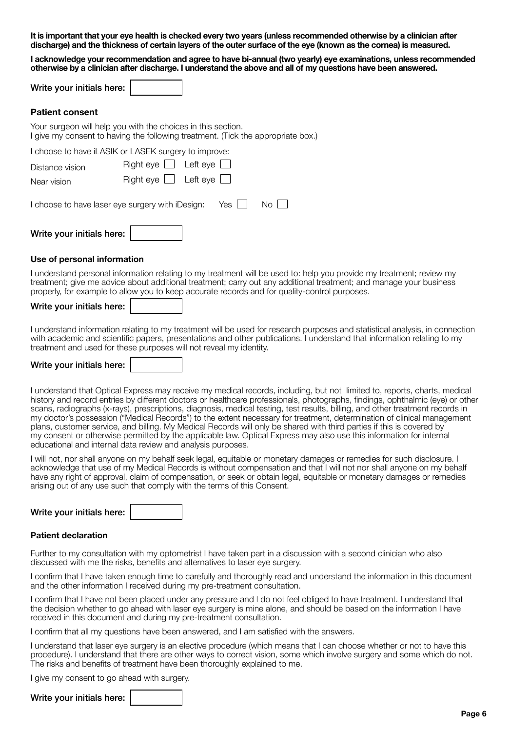**It is important that your eye health is checked every two years (unless recommended otherwise by a clinician after discharge) and the thickness of certain layers of the outer surface of the eye (known as the cornea) is measured.**

**I acknowledge your recommendation and agree to have bi-annual (two yearly) eye examinations, unless recommended otherwise by a clinician after discharge. I understand the above and all of my questions have been answered.**

Write your initials here: ☐

### Patient consent

Your surgeon will help you with the choices in this section.
I give my consent to having the following treatment. (Tick the appropriate box.)

I choose to have iLASIK or LASEK surgery to improve:

Distance vision    Right eye ☐    Left eye ☐

Near vision    Right eye ☐    Left eye ☐

I choose to have laser eye surgery with iDesign:    Yes ☐    No ☐

Write your initials here: ☐

### Use of personal information

I understand personal information relating to my treatment will be used to: help you provide my treatment; review my treatment; give me advice about additional treatment; carry out any additional treatment; and manage your business properly, for example to allow you to keep accurate records and for quality-control purposes.

Write your initials here: ☐

I understand information relating to my treatment will be used for research purposes and statistical analysis, in connection with academic and scientific papers, presentations and other publications. I understand that information relating to my treatment and used for these purposes will not reveal my identity.

Write your initials here: ☐

I understand that Optical Express may receive my medical records, including, but not limited to, reports, charts, medical history and record entries by different doctors or healthcare professionals, photographs, findings, ophthalmic (eye) or other scans, radiographs (x-rays), prescriptions, diagnosis, medical testing, test results, billing, and other treatment records in my doctor's possession ("Medical Records") to the extent necessary for treatment, determination of clinical management plans, customer service, and billing. My Medical Records will only be shared with third parties if this is covered by my consent or otherwise permitted by the applicable law. Optical Express may also use this information for internal educational and internal data review and analysis purposes.

I will not, nor shall anyone on my behalf seek legal, equitable or monetary damages or remedies for such disclosure. I acknowledge that use of my Medical Records is without compensation and that I will not nor shall anyone on my behalf have any right of approval, claim of compensation, or seek or obtain legal, equitable or monetary damages or remedies arising out of any use such that comply with the terms of this Consent.

Write your initials here: ☐

### Patient declaration

Further to my consultation with my optometrist I have taken part in a discussion with a second clinician who also discussed with me the risks, benefits and alternatives to laser eye surgery.

I confirm that I have taken enough time to carefully and thoroughly read and understand the information in this document and the other information I received during my pre-treatment consultation.

I confirm that I have not been placed under any pressure and I do not feel obliged to have treatment. I understand that the decision whether to go ahead with laser eye surgery is mine alone, and should be based on the information I have received in this document and during my pre-treatment consultation.

I confirm that all my questions have been answered, and I am satisfied with the answers.

I understand that laser eye surgery is an elective procedure (which means that I can choose whether or not to have this procedure). I understand that there are other ways to correct vision, some which involve surgery and some which do not. The risks and benefits of treatment have been thoroughly explained to me.

I give my consent to go ahead with surgery.

Write your initials here: ☐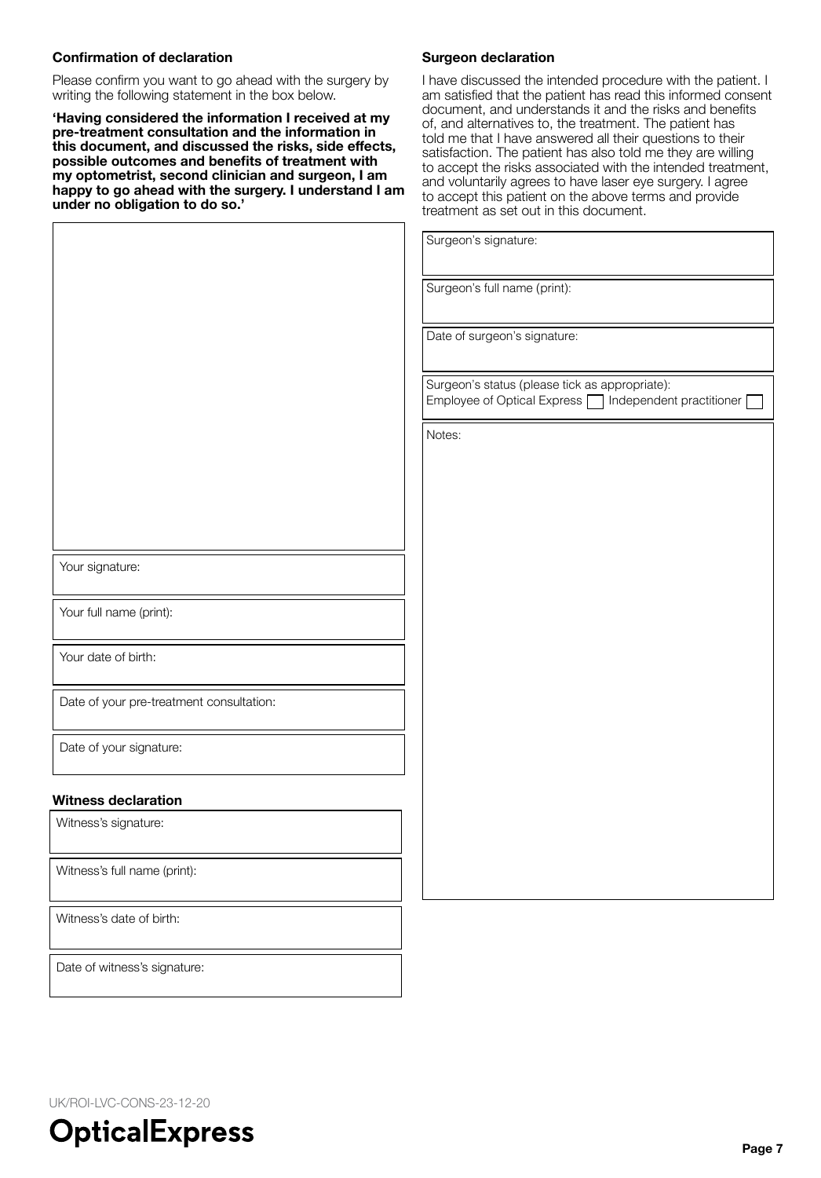### Confirmation of declaration

Please confirm you want to go ahead with the surgery by writing the following statement in the box below.

**'Having considered the information I received at my pre-treatment consultation and the information in this document, and discussed the risks, side effects, possible outcomes and benefits of treatment with my optometrist, second clinician and surgeon, I am happy to go ahead with the surgery. I understand I am under no obligation to do so.'**

Your signature:

Your full name (print):

Your date of birth:

Date of your pre-treatment consultation:

Date of your signature:

### Witness declaration

Witness's signature:

Witness's full name (print):

Witness's date of birth:

Date of witness's signature:

### Surgeon declaration

I have discussed the intended procedure with the patient. I am satisfied that the patient has read this informed consent document, and understands it and the risks and benefits of, and alternatives to, the treatment. The patient has told me that I have answered all their questions to their satisfaction. The patient has also told me they are willing to accept the risks associated with the intended treatment, and voluntarily agrees to have laser eye surgery. I agree to accept this patient on the above terms and provide treatment as set out in this document.

Surgeon's signature:

Surgeon's full name (print):

Date of surgeon's signature:

Surgeon's status (please tick as appropriate):
Employee of Optical Express ☐ Independent practitioner ☐

Notes:

UK/ROI-LVC-CONS-23-12-20

OpticalExpress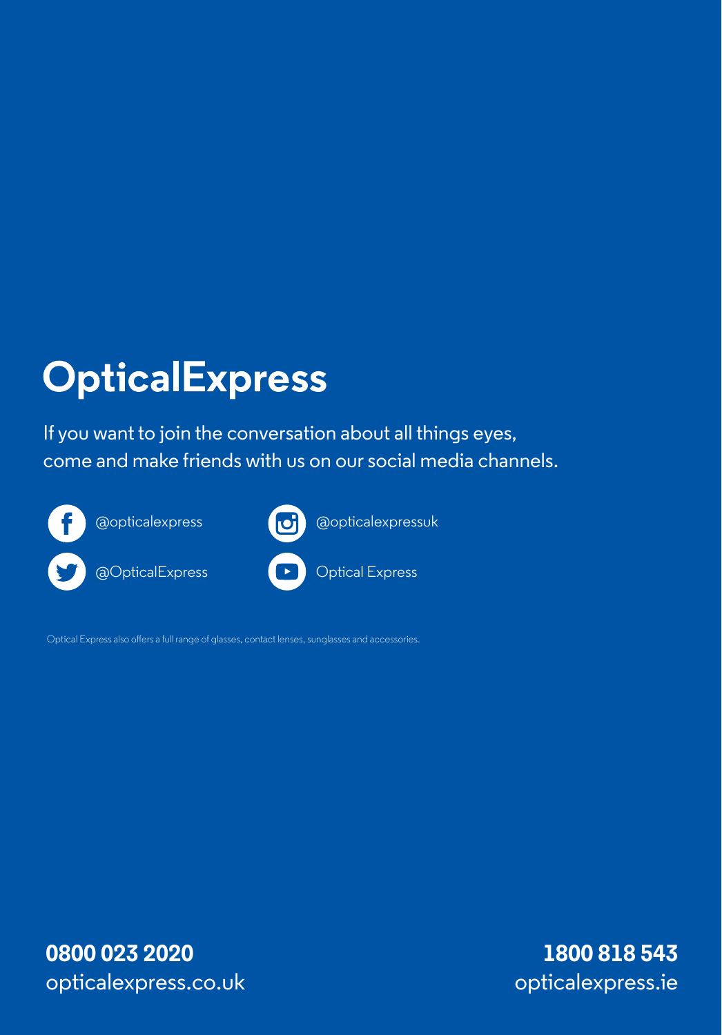# OpticalExpress

If you want to join the conversation about all things eyes, come and make friends with us on our social media channels.

@opticalexpress

@opticalexpressuk

@OpticalExpress

Optical Express

Optical Express also offers a full range of glasses, contact lenses, sunglasses and accessories.

**0800 023 2020**
opticalexpress.co.uk

**1800 818 543**
opticalexpress.ie